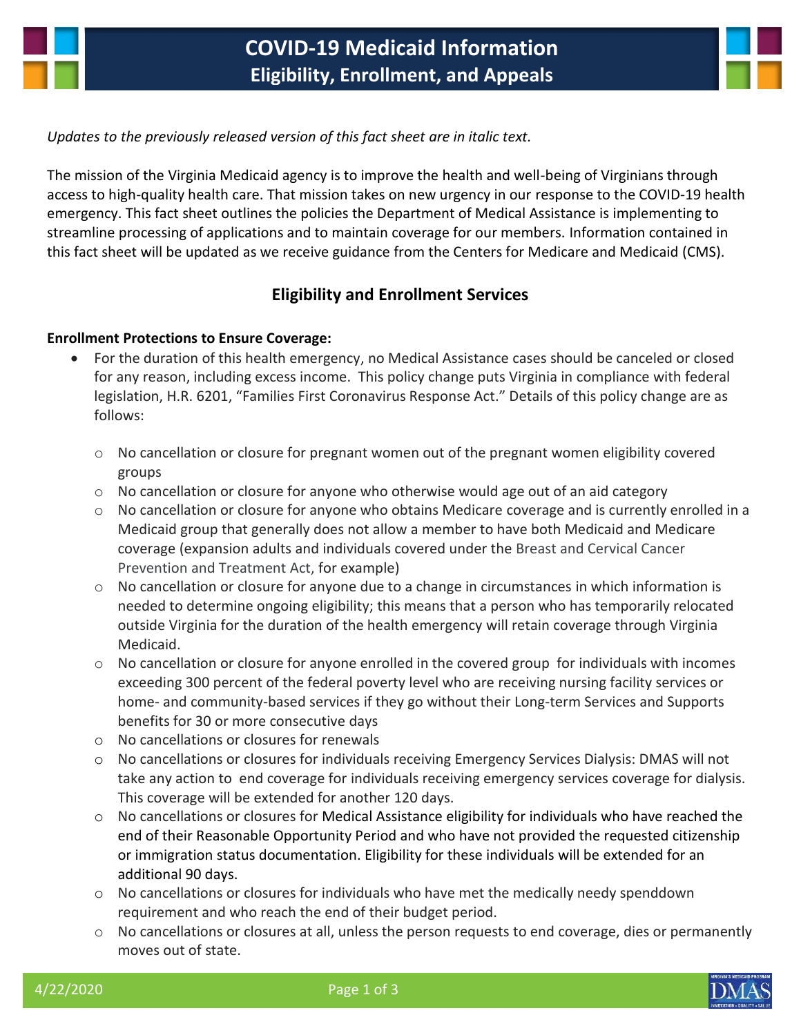# COVID-19 Medicaid Information
## Eligibility, Enrollment, and Appeals

*Updates to the previously released version of this fact sheet are in italic text.*

The mission of the Virginia Medicaid agency is to improve the health and well-being of Virginians through access to high-quality health care. That mission takes on new urgency in our response to the COVID-19 health emergency. This fact sheet outlines the policies the Department of Medical Assistance is implementing to streamline processing of applications and to maintain coverage for our members. Information contained in this fact sheet will be updated as we receive guidance from the Centers for Medicare and Medicaid (CMS).

## Eligibility and Enrollment Services

**Enrollment Protections to Ensure Coverage:**

- For the duration of this health emergency, no Medical Assistance cases should be canceled or closed for any reason, including excess income. This policy change puts Virginia in compliance with federal legislation, H.R. 6201, "Families First Coronavirus Response Act." Details of this policy change are as follows:
  - No cancellation or closure for pregnant women out of the pregnant women eligibility covered groups
  - No cancellation or closure for anyone who otherwise would age out of an aid category
  - No cancellation or closure for anyone who obtains Medicare coverage and is currently enrolled in a Medicaid group that generally does not allow a member to have both Medicaid and Medicare coverage (expansion adults and individuals covered under the Breast and Cervical Cancer Prevention and Treatment Act, for example)
  - No cancellation or closure for anyone due to a change in circumstances in which information is needed to determine ongoing eligibility; this means that a person who has temporarily relocated outside Virginia for the duration of the health emergency will retain coverage through Virginia Medicaid.
  - No cancellation or closure for anyone enrolled in the covered group for individuals with incomes exceeding 300 percent of the federal poverty level who are receiving nursing facility services or home- and community-based services if they go without their Long-term Services and Supports benefits for 30 or more consecutive days
  - No cancellations or closures for renewals
  - No cancellations or closures for individuals receiving Emergency Services Dialysis: DMAS will not take any action to end coverage for individuals receiving emergency services coverage for dialysis. This coverage will be extended for another 120 days.
  - No cancellations or closures for Medical Assistance eligibility for individuals who have reached the end of their Reasonable Opportunity Period and who have not provided the requested citizenship or immigration status documentation. Eligibility for these individuals will be extended for an additional 90 days.
  - No cancellations or closures for individuals who have met the medically needy spenddown requirement and who reach the end of their budget period.
  - No cancellations or closures at all, unless the person requests to end coverage, dies or permanently moves out of state.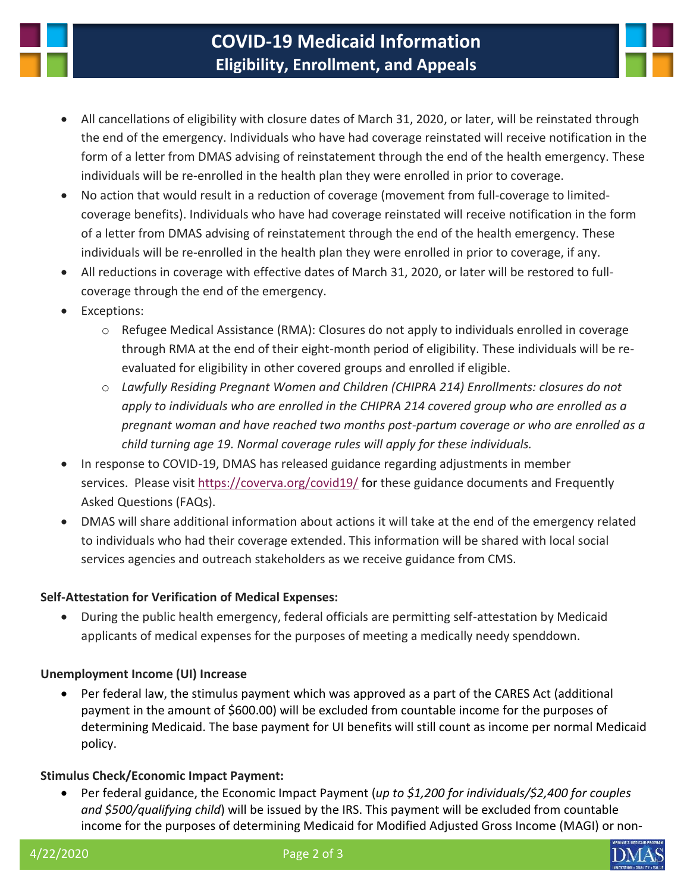- All cancellations of eligibility with closure dates of March 31, 2020, or later, will be reinstated through the end of the emergency. Individuals who have had coverage reinstated will receive notification in the form of a letter from DMAS advising of reinstatement through the end of the health emergency. These individuals will be re-enrolled in the health plan they were enrolled in prior to coverage.
- No action that would result in a reduction of coverage (movement from full-coverage to limited-coverage benefits). Individuals who have had coverage reinstated will receive notification in the form of a letter from DMAS advising of reinstatement through the end of the health emergency. These individuals will be re-enrolled in the health plan they were enrolled in prior to coverage, if any.
- All reductions in coverage with effective dates of March 31, 2020, or later will be restored to full-coverage through the end of the emergency.
- Exceptions:
  - Refugee Medical Assistance (RMA): Closures do not apply to individuals enrolled in coverage through RMA at the end of their eight-month period of eligibility. These individuals will be re-evaluated for eligibility in other covered groups and enrolled if eligible.
  - *Lawfully Residing Pregnant Women and Children (CHIPRA 214) Enrollments: closures do not apply to individuals who are enrolled in the CHIPRA 214 covered group who are enrolled as a pregnant woman and have reached two months post-partum coverage or who are enrolled as a child turning age 19. Normal coverage rules will apply for these individuals.*
- In response to COVID-19, DMAS has released guidance regarding adjustments in member services. Please visit https://coverva.org/covid19/ for these guidance documents and Frequently Asked Questions (FAQs).
- DMAS will share additional information about actions it will take at the end of the emergency related to individuals who had their coverage extended. This information will be shared with local social services agencies and outreach stakeholders as we receive guidance from CMS.

**Self-Attestation for Verification of Medical Expenses:**

- During the public health emergency, federal officials are permitting self-attestation by Medicaid applicants of medical expenses for the purposes of meeting a medically needy spenddown.

**Unemployment Income (UI) Increase**

- Per federal law, the stimulus payment which was approved as a part of the CARES Act (additional payment in the amount of $600.00) will be excluded from countable income for the purposes of determining Medicaid. The base payment for UI benefits will still count as income per normal Medicaid policy.

**Stimulus Check/Economic Impact Payment:**

- Per federal guidance, the Economic Impact Payment (*up to $1,200 for individuals/$2,400 for couples and $500/qualifying child*) will be issued by the IRS. This payment will be excluded from countable income for the purposes of determining Medicaid for Modified Adjusted Gross Income (MAGI) or non-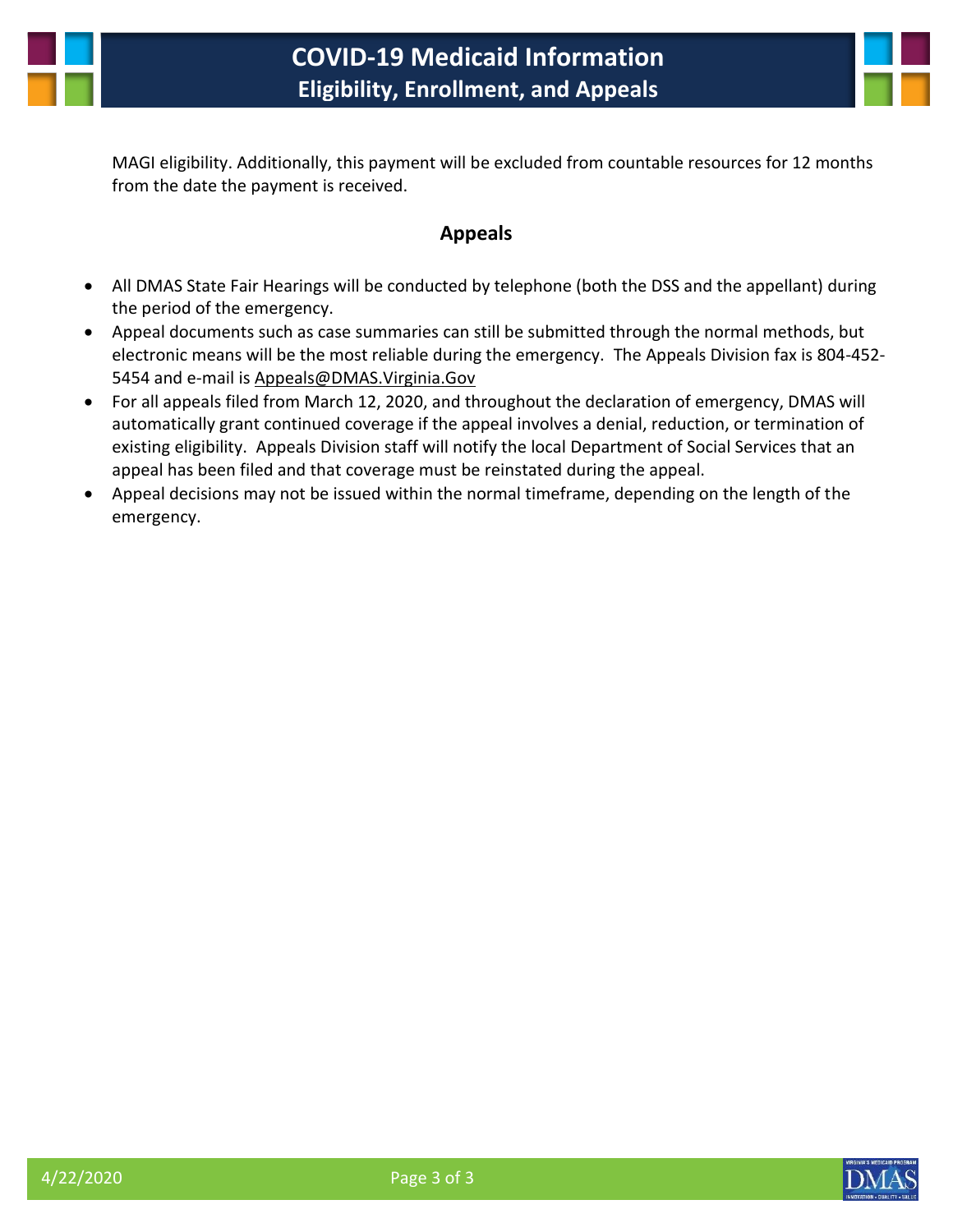MAGI eligibility. Additionally, this payment will be excluded from countable resources for 12 months from the date the payment is received.

## Appeals

- All DMAS State Fair Hearings will be conducted by telephone (both the DSS and the appellant) during the period of the emergency.
- Appeal documents such as case summaries can still be submitted through the normal methods, but electronic means will be the most reliable during the emergency. The Appeals Division fax is 804-452-5454 and e-mail is Appeals@DMAS.Virginia.Gov
- For all appeals filed from March 12, 2020, and throughout the declaration of emergency, DMAS will automatically grant continued coverage if the appeal involves a denial, reduction, or termination of existing eligibility. Appeals Division staff will notify the local Department of Social Services that an appeal has been filed and that coverage must be reinstated during the appeal.
- Appeal decisions may not be issued within the normal timeframe, depending on the length of the emergency.